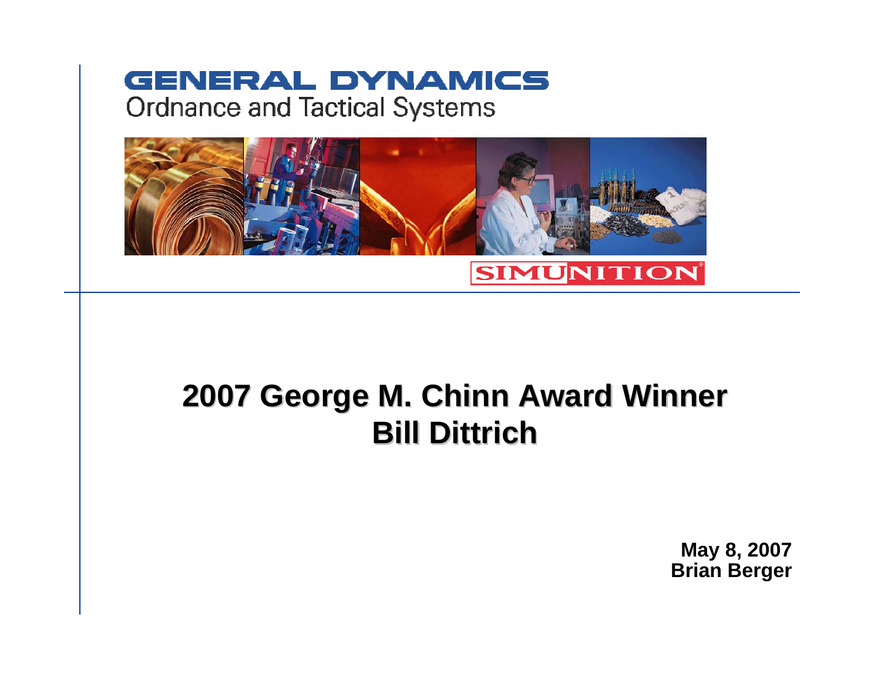GENERAL DYNAMICS

Ordnance and Tactical Systems

SIMUNITION®

# 2007 George M. Chinn Award Winner
# Bill Dittrich

**May 8, 2007**
**Brian Berger**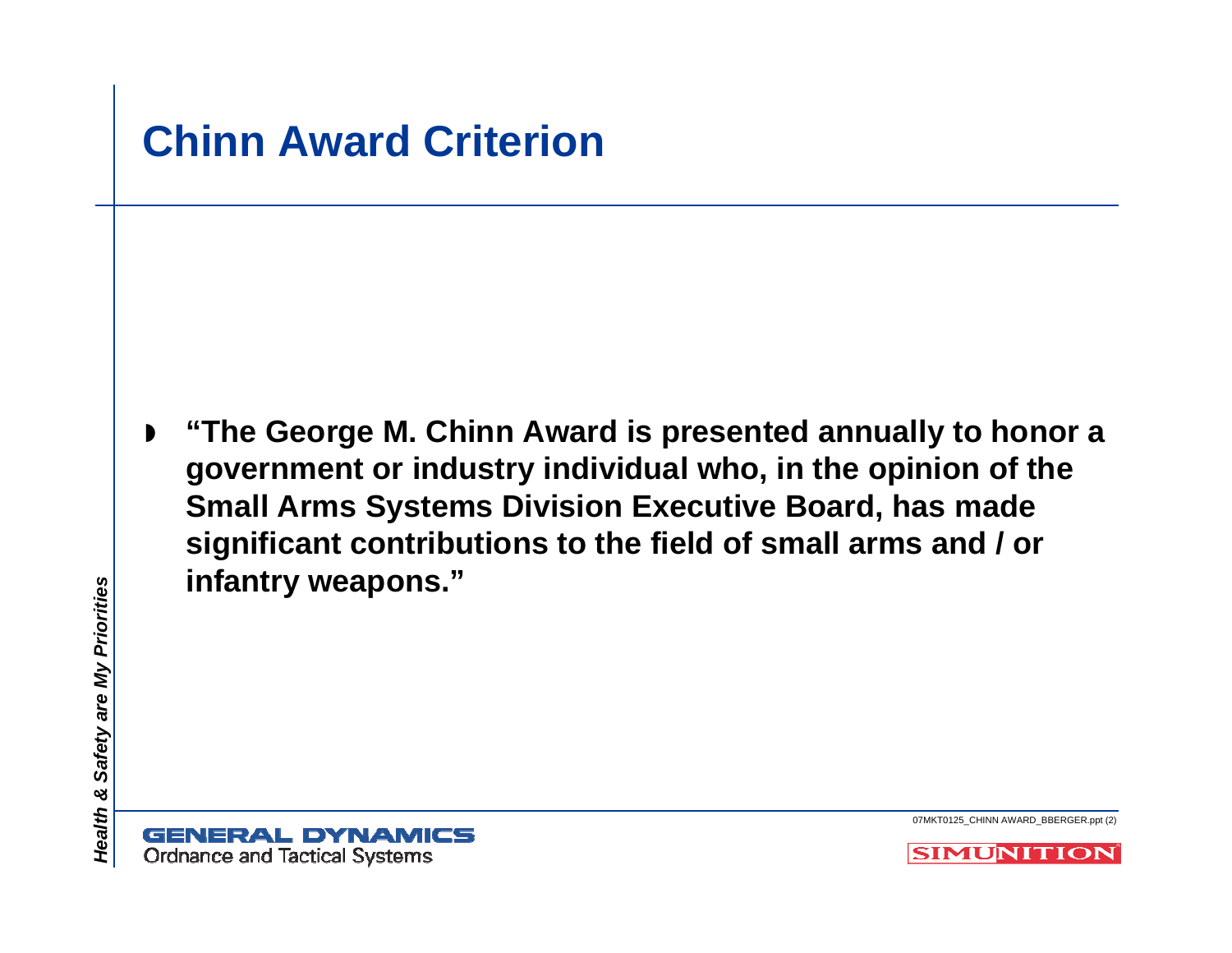# Chinn Award Criterion

- **"The George M. Chinn Award is presented annually to honor a government or industry individual who, in the opinion of the Small Arms Systems Division Executive Board, has made significant contributions to the field of small arms and / or infantry weapons."**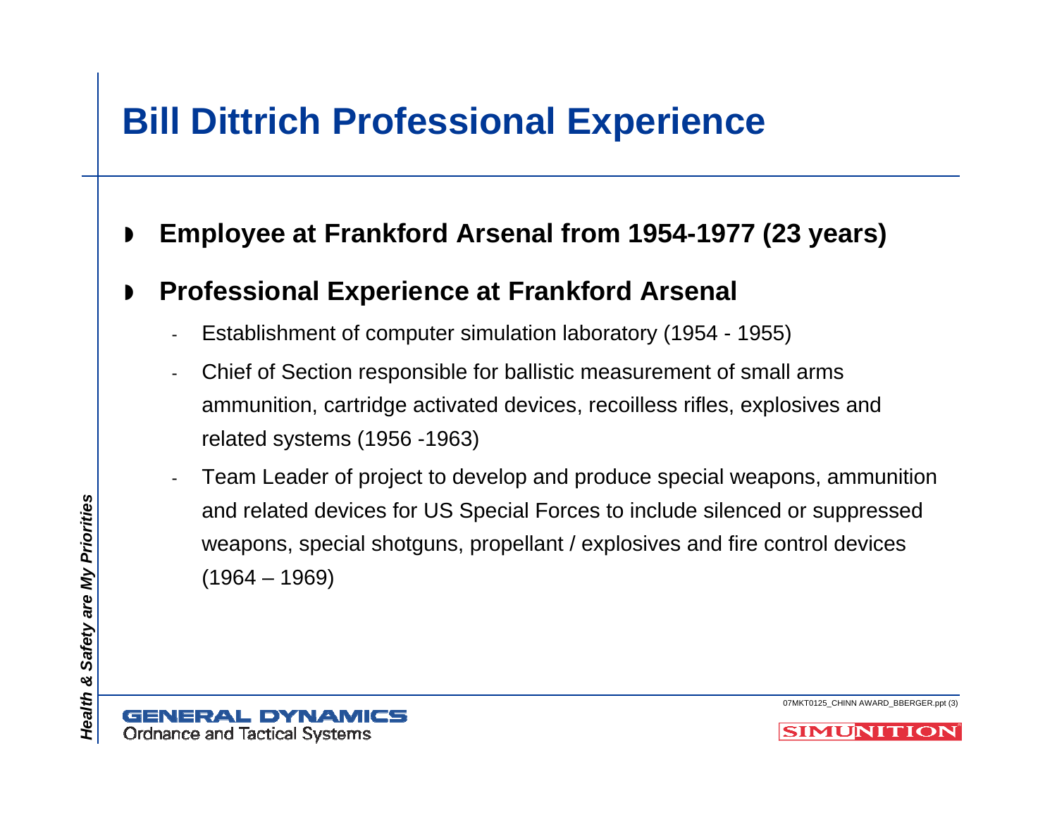# Bill Dittrich Professional Experience

- **Employee at Frankford Arsenal from 1954-1977 (23 years)**
- **Professional Experience at Frankford Arsenal**
  - Establishment of computer simulation laboratory (1954 - 1955)
  - Chief of Section responsible for ballistic measurement of small arms ammunition, cartridge activated devices, recoilless rifles, explosives and related systems (1956 -1963)
  - Team Leader of project to develop and produce special weapons, ammunition and related devices for US Special Forces to include silenced or suppressed weapons, special shotguns, propellant / explosives and fire control devices (1964 – 1969)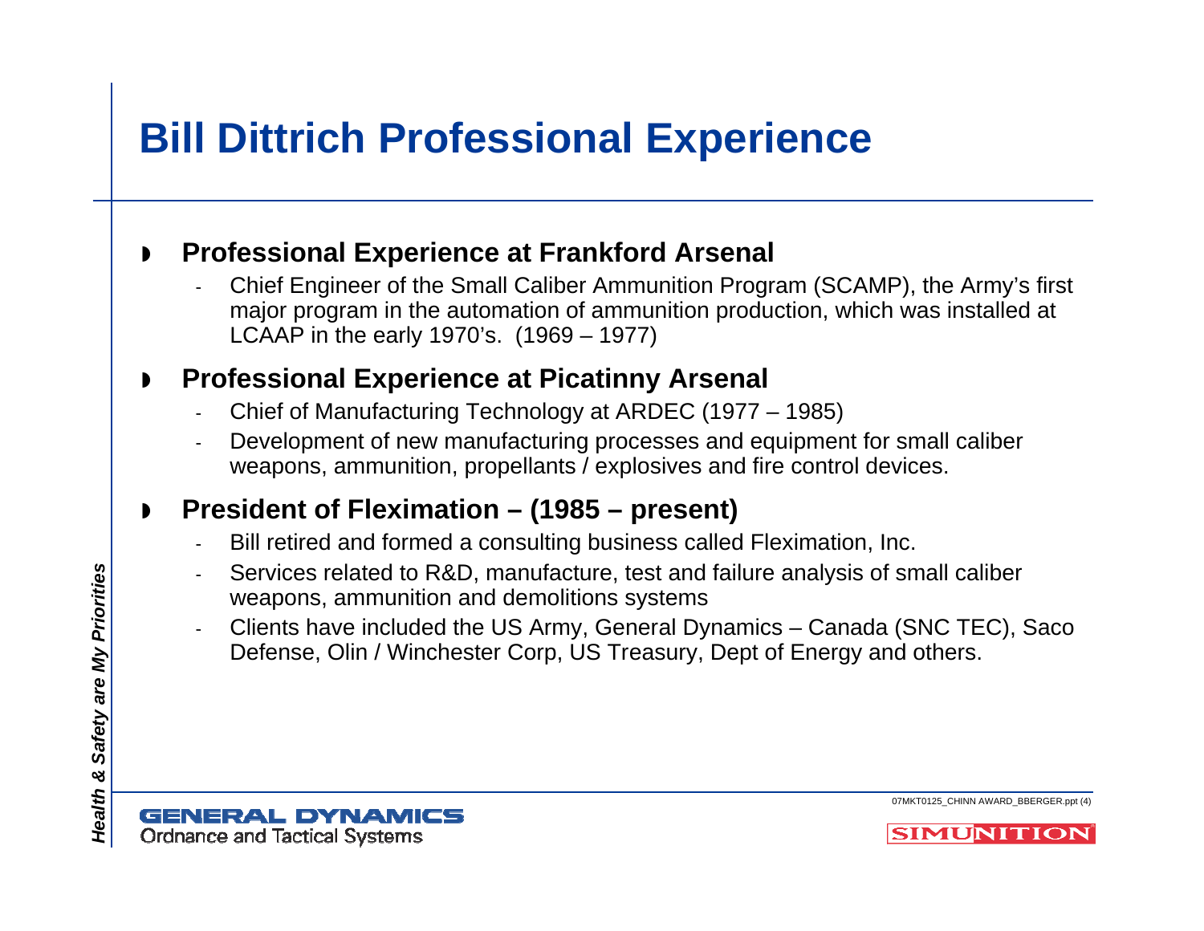# Bill Dittrich Professional Experience

- **Professional Experience at Frankford Arsenal**
  - Chief Engineer of the Small Caliber Ammunition Program (SCAMP), the Army's first major program in the automation of ammunition production, which was installed at LCAAP in the early 1970's. (1969 – 1977)
- **Professional Experience at Picatinny Arsenal**
  - Chief of Manufacturing Technology at ARDEC (1977 – 1985)
  - Development of new manufacturing processes and equipment for small caliber weapons, ammunition, propellants / explosives and fire control devices.
- **President of Fleximation – (1985 – present)**
  - Bill retired and formed a consulting business called Fleximation, Inc.
  - Services related to R&D, manufacture, test and failure analysis of small caliber weapons, ammunition and demolitions systems
  - Clients have included the US Army, General Dynamics – Canada (SNC TEC), Saco Defense, Olin / Winchester Corp, US Treasury, Dept of Energy and others.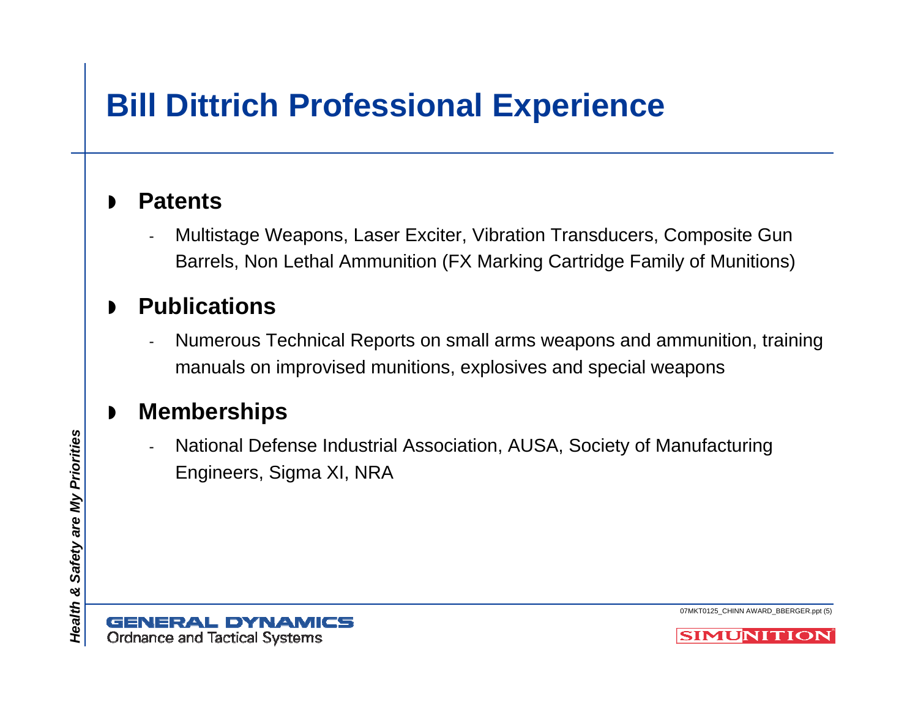# Bill Dittrich Professional Experience

- **Patents**
  - Multistage Weapons, Laser Exciter, Vibration Transducers, Composite Gun Barrels, Non Lethal Ammunition (FX Marking Cartridge Family of Munitions)
- **Publications**
  - Numerous Technical Reports on small arms weapons and ammunition, training manuals on improvised munitions, explosives and special weapons
- **Memberships**
  - National Defense Industrial Association, AUSA, Society of Manufacturing Engineers, Sigma XI, NRA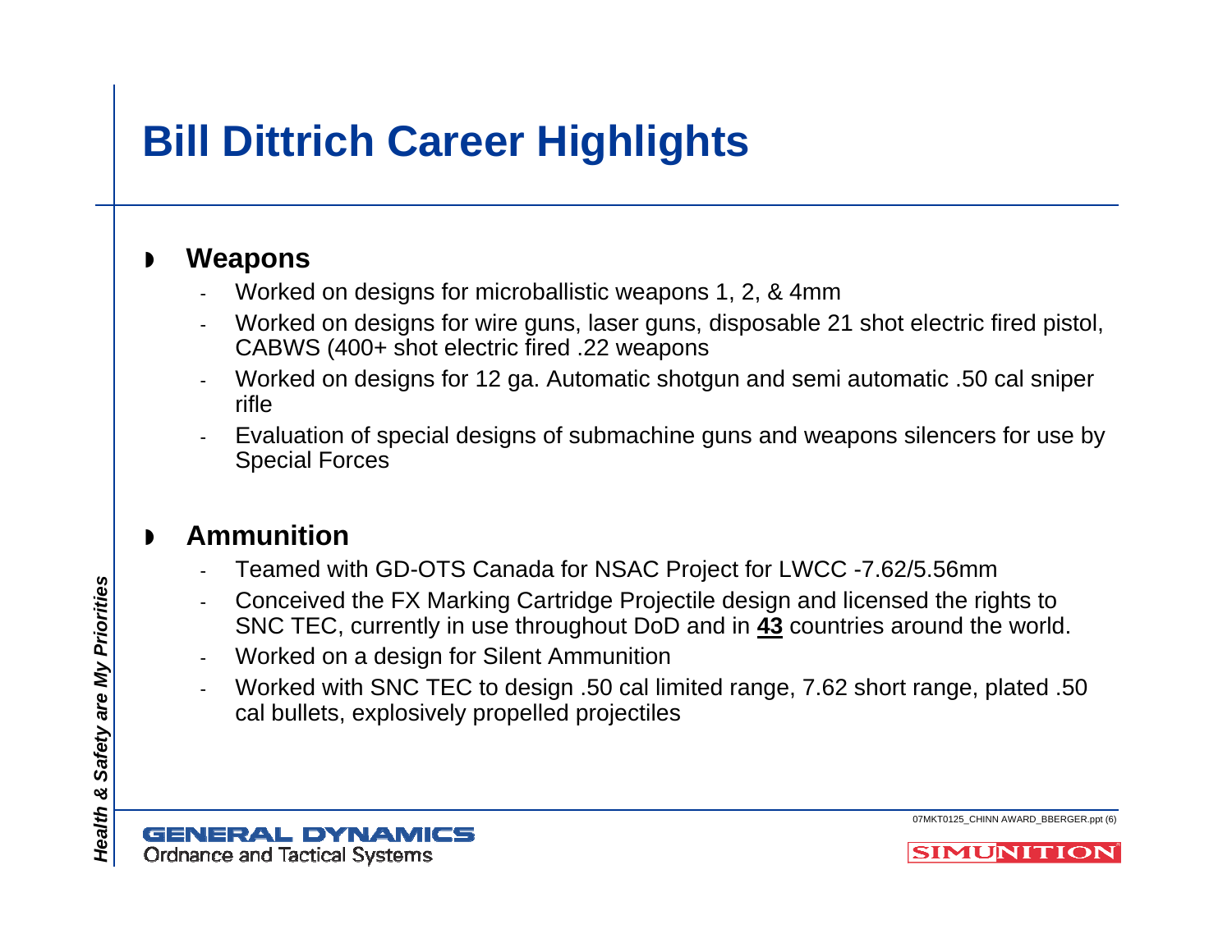# Bill Dittrich Career Highlights

- **Weapons**
  - Worked on designs for microballistic weapons 1, 2, & 4mm
  - Worked on designs for wire guns, laser guns, disposable 21 shot electric fired pistol, CABWS (400+ shot electric fired .22 weapons
  - Worked on designs for 12 ga. Automatic shotgun and semi automatic .50 cal sniper rifle
  - Evaluation of special designs of submachine guns and weapons silencers for use by Special Forces

- **Ammunition**
  - Teamed with GD-OTS Canada for NSAC Project for LWCC -7.62/5.56mm
  - Conceived the FX Marking Cartridge Projectile design and licensed the rights to SNC TEC, currently in use throughout DoD and in **43** countries around the world.
  - Worked on a design for Silent Ammunition
  - Worked with SNC TEC to design .50 cal limited range, 7.62 short range, plated .50 cal bullets, explosively propelled projectiles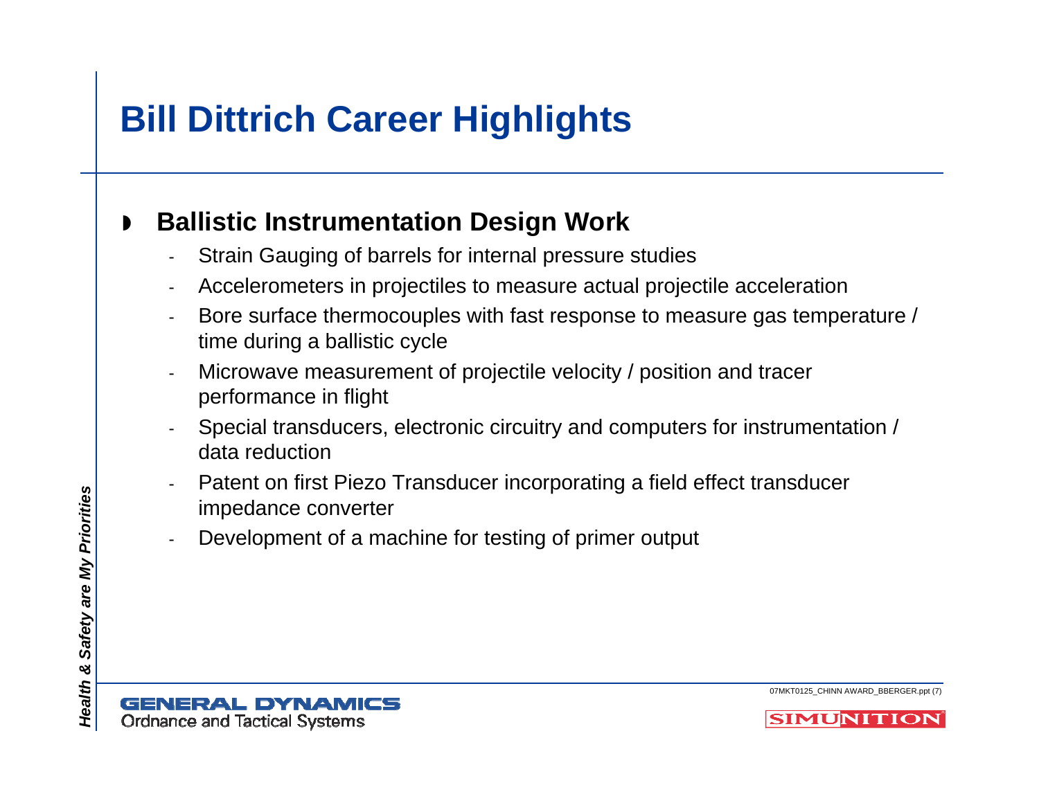# Bill Dittrich Career Highlights

- **Ballistic Instrumentation Design Work**
  - Strain Gauging of barrels for internal pressure studies
  - Accelerometers in projectiles to measure actual projectile acceleration
  - Bore surface thermocouples with fast response to measure gas temperature / time during a ballistic cycle
  - Microwave measurement of projectile velocity / position and tracer performance in flight
  - Special transducers, electronic circuitry and computers for instrumentation / data reduction
  - Patent on first Piezo Transducer incorporating a field effect transducer impedance converter
  - Development of a machine for testing of primer output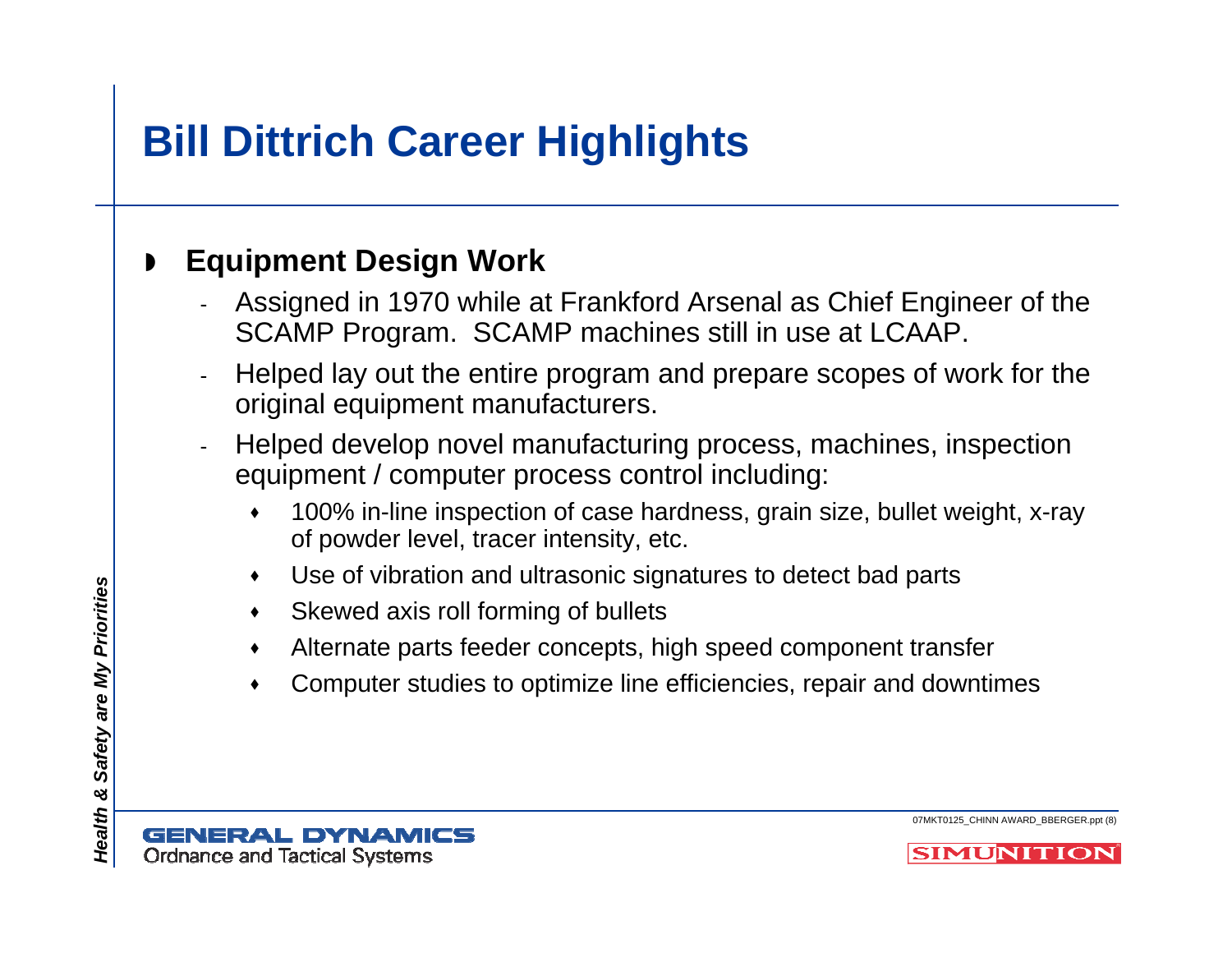# Bill Dittrich Career Highlights

- **Equipment Design Work**
  - Assigned in 1970 while at Frankford Arsenal as Chief Engineer of the SCAMP Program. SCAMP machines still in use at LCAAP.
  - Helped lay out the entire program and prepare scopes of work for the original equipment manufacturers.
  - Helped develop novel manufacturing process, machines, inspection equipment / computer process control including:
    - 100% in-line inspection of case hardness, grain size, bullet weight, x-ray of powder level, tracer intensity, etc.
    - Use of vibration and ultrasonic signatures to detect bad parts
    - Skewed axis roll forming of bullets
    - Alternate parts feeder concepts, high speed component transfer
    - Computer studies to optimize line efficiencies, repair and downtimes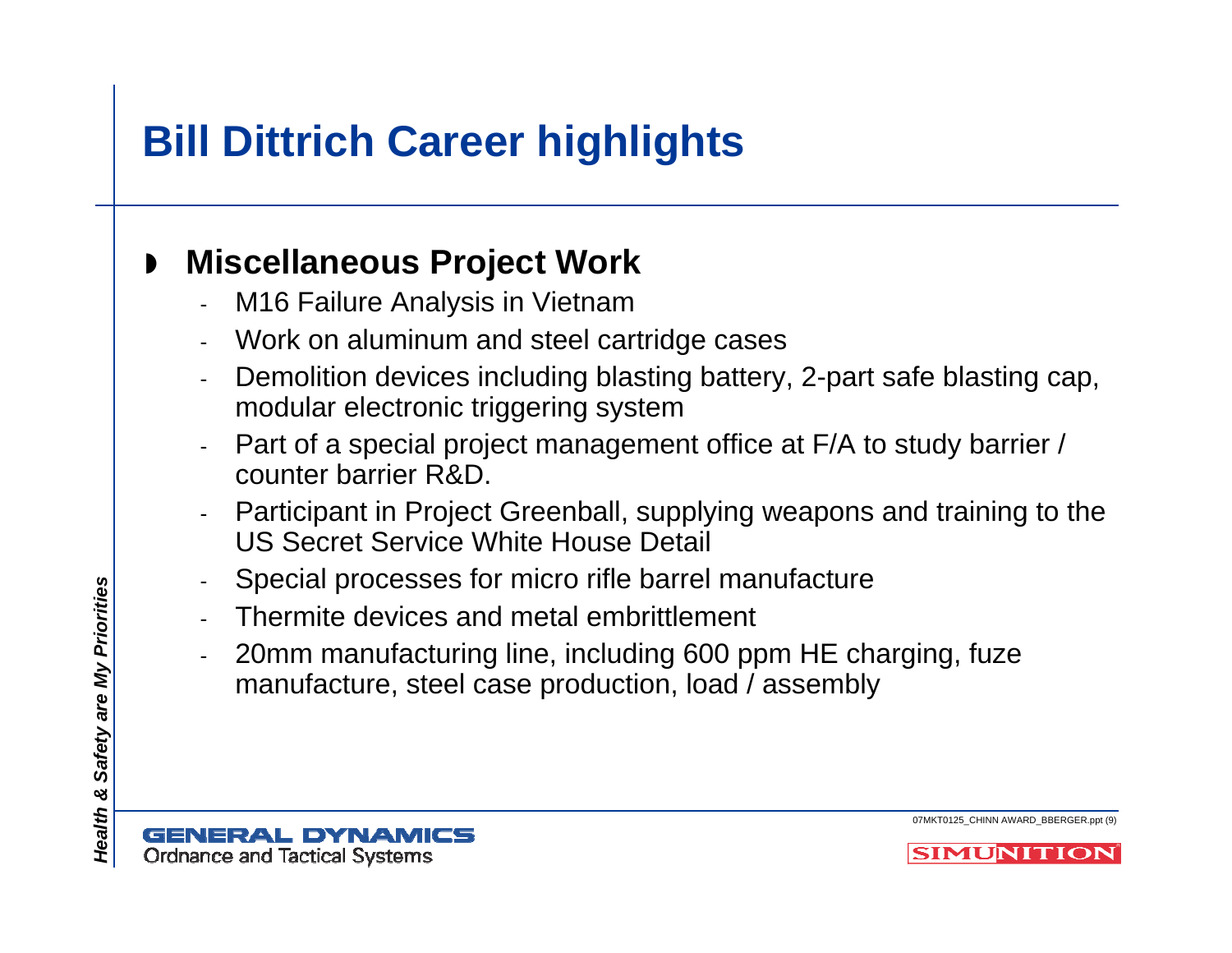# Bill Dittrich Career highlights

- **Miscellaneous Project Work**
  - M16 Failure Analysis in Vietnam
  - Work on aluminum and steel cartridge cases
  - Demolition devices including blasting battery, 2-part safe blasting cap, modular electronic triggering system
  - Part of a special project management office at F/A to study barrier / counter barrier R&D.
  - Participant in Project Greenball, supplying weapons and training to the US Secret Service White House Detail
  - Special processes for micro rifle barrel manufacture
  - Thermite devices and metal embrittlement
  - 20mm manufacturing line, including 600 ppm HE charging, fuze manufacture, steel case production, load / assembly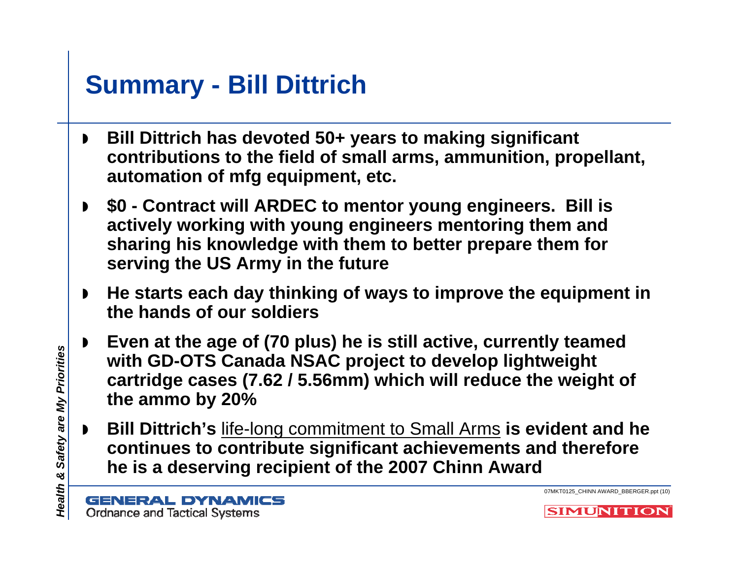# Summary - Bill Dittrich

- **Bill Dittrich has devoted 50+ years to making significant contributions to the field of small arms, ammunition, propellant, automation of mfg equipment, etc.**
- **$0 - Contract will ARDEC to mentor young engineers. Bill is actively working with young engineers mentoring them and sharing his knowledge with them to better prepare them for serving the US Army in the future**
- **He starts each day thinking of ways to improve the equipment in the hands of our soldiers**
- **Even at the age of (70 plus) he is still active, currently teamed with GD-OTS Canada NSAC project to develop lightweight cartridge cases (7.62 / 5.56mm) which will reduce the weight of the ammo by 20%**
- **Bill Dittrich's** <u>life-long commitment to Small Arms</u> **is evident and he continues to contribute significant achievements and therefore he is a deserving recipient of the 2007 Chinn Award**